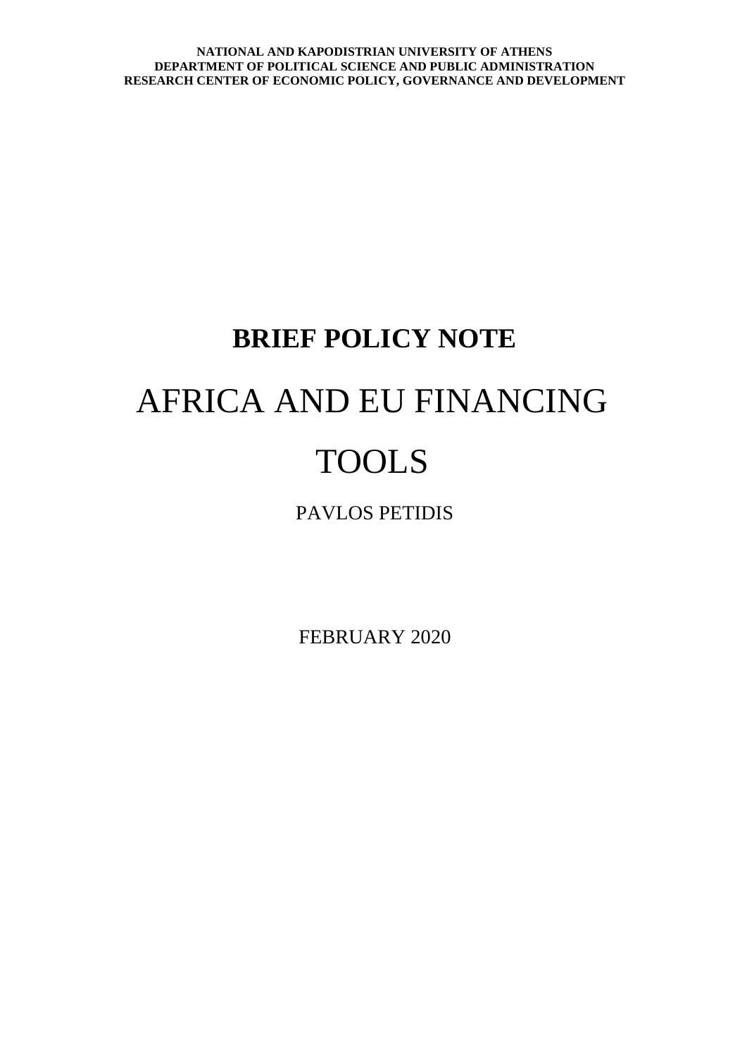**NATIONAL AND KAPODISTRIAN UNIVERSITY OF ATHENS**
**DEPARTMENT OF POLITICAL SCIENCE AND PUBLIC ADMINISTRATION**
**RESEARCH CENTER OF ECONOMIC POLICY, GOVERNANCE AND DEVELOPMENT**

## BRIEF POLICY NOTE

# AFRICA AND EU FINANCING TOOLS

PAVLOS PETIDIS

FEBRUARY 2020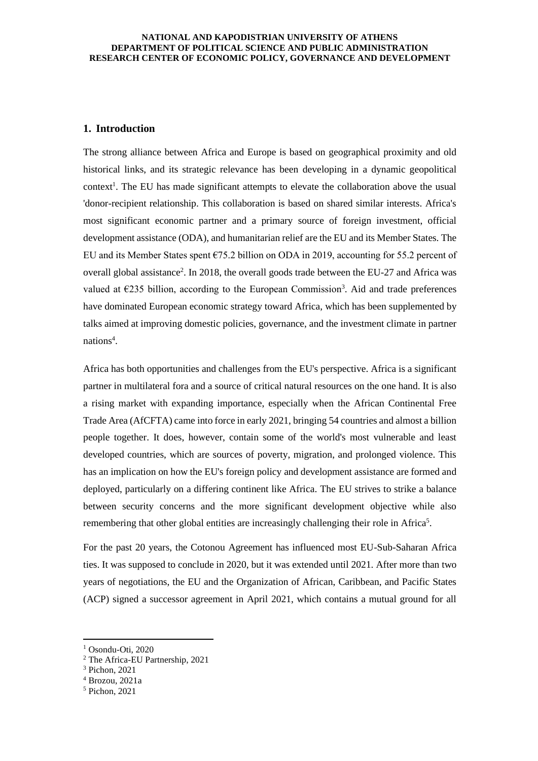## 1. Introduction

The strong alliance between Africa and Europe is based on geographical proximity and old historical links, and its strategic relevance has been developing in a dynamic geopolitical context[1]. The EU has made significant attempts to elevate the collaboration above the usual 'donor-recipient relationship. This collaboration is based on shared similar interests. Africa's most significant economic partner and a primary source of foreign investment, official development assistance (ODA), and humanitarian relief are the EU and its Member States. The EU and its Member States spent €75.2 billion on ODA in 2019, accounting for 55.2 percent of overall global assistance[2]. In 2018, the overall goods trade between the EU-27 and Africa was valued at €235 billion, according to the European Commission[3]. Aid and trade preferences have dominated European economic strategy toward Africa, which has been supplemented by talks aimed at improving domestic policies, governance, and the investment climate in partner nations[4].

Africa has both opportunities and challenges from the EU's perspective. Africa is a significant partner in multilateral fora and a source of critical natural resources on the one hand. It is also a rising market with expanding importance, especially when the African Continental Free Trade Area (AfCFTA) came into force in early 2021, bringing 54 countries and almost a billion people together. It does, however, contain some of the world's most vulnerable and least developed countries, which are sources of poverty, migration, and prolonged violence. This has an implication on how the EU's foreign policy and development assistance are formed and deployed, particularly on a differing continent like Africa. The EU strives to strike a balance between security concerns and the more significant development objective while also remembering that other global entities are increasingly challenging their role in Africa[5].

For the past 20 years, the Cotonou Agreement has influenced most EU-Sub-Saharan Africa ties. It was supposed to conclude in 2020, but it was extended until 2021. After more than two years of negotiations, the EU and the Organization of African, Caribbean, and Pacific States (ACP) signed a successor agreement in April 2021, which contains a mutual ground for all

[1] Osondu-Oti, 2020
[2] The Africa-EU Partnership, 2021
[3] Pichon, 2021
[4] Brozou, 2021a
[5] Pichon, 2021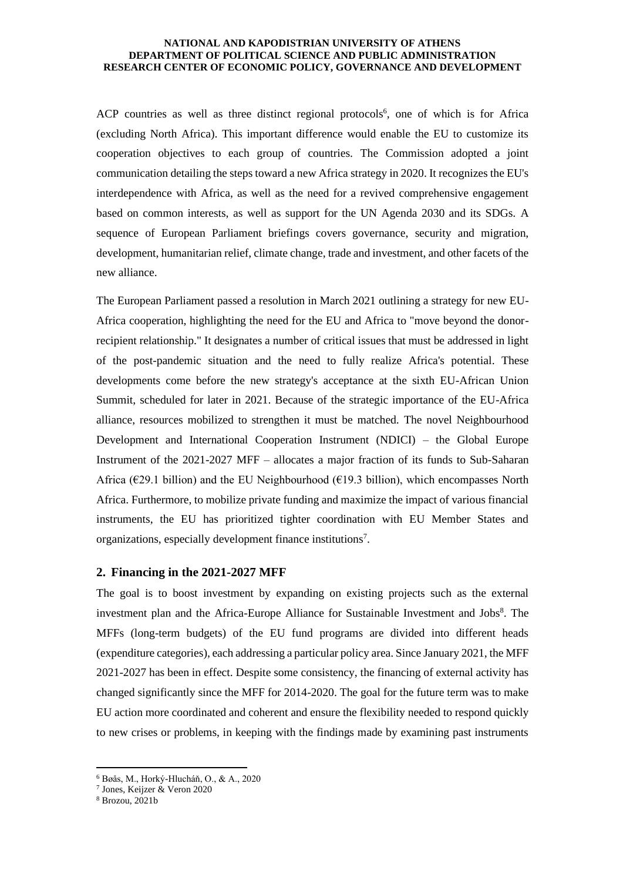ACP countries as well as three distinct regional protocols[6], one of which is for Africa (excluding North Africa). This important difference would enable the EU to customize its cooperation objectives to each group of countries. The Commission adopted a joint communication detailing the steps toward a new Africa strategy in 2020. It recognizes the EU's interdependence with Africa, as well as the need for a revived comprehensive engagement based on common interests, as well as support for the UN Agenda 2030 and its SDGs. A sequence of European Parliament briefings covers governance, security and migration, development, humanitarian relief, climate change, trade and investment, and other facets of the new alliance.

The European Parliament passed a resolution in March 2021 outlining a strategy for new EU-Africa cooperation, highlighting the need for the EU and Africa to "move beyond the donor-recipient relationship." It designates a number of critical issues that must be addressed in light of the post-pandemic situation and the need to fully realize Africa's potential. These developments come before the new strategy's acceptance at the sixth EU-African Union Summit, scheduled for later in 2021. Because of the strategic importance of the EU-Africa alliance, resources mobilized to strengthen it must be matched. The novel Neighbourhood Development and International Cooperation Instrument (NDICI) – the Global Europe Instrument of the 2021-2027 MFF – allocates a major fraction of its funds to Sub-Saharan Africa (€29.1 billion) and the EU Neighbourhood (€19.3 billion), which encompasses North Africa. Furthermore, to mobilize private funding and maximize the impact of various financial instruments, the EU has prioritized tighter coordination with EU Member States and organizations, especially development finance institutions[7].

## 2. Financing in the 2021-2027 MFF

The goal is to boost investment by expanding on existing projects such as the external investment plan and the Africa-Europe Alliance for Sustainable Investment and Jobs[8]. The MFFs (long-term budgets) of the EU fund programs are divided into different heads (expenditure categories), each addressing a particular policy area. Since January 2021, the MFF 2021-2027 has been in effect. Despite some consistency, the financing of external activity has changed significantly since the MFF for 2014-2020. The goal for the future term was to make EU action more coordinated and coherent and ensure the flexibility needed to respond quickly to new crises or problems, in keeping with the findings made by examining past instruments

---

[6] Bøås, M., Horký-Hlucháň, O., & A., 2020

[7] Jones, Keijzer & Veron 2020

[8] Brozou, 2021b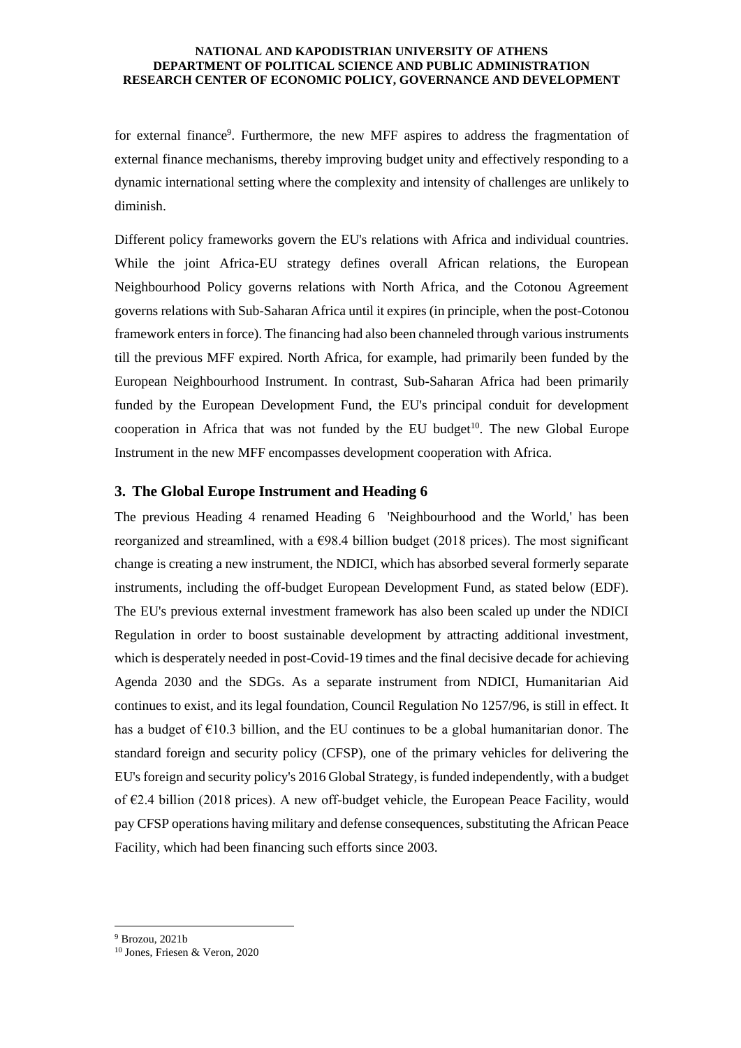for external finance[9]. Furthermore, the new MFF aspires to address the fragmentation of external finance mechanisms, thereby improving budget unity and effectively responding to a dynamic international setting where the complexity and intensity of challenges are unlikely to diminish.

Different policy frameworks govern the EU's relations with Africa and individual countries. While the joint Africa-EU strategy defines overall African relations, the European Neighbourhood Policy governs relations with North Africa, and the Cotonou Agreement governs relations with Sub-Saharan Africa until it expires (in principle, when the post-Cotonou framework enters in force). The financing had also been channeled through various instruments till the previous MFF expired. North Africa, for example, had primarily been funded by the European Neighbourhood Instrument. In contrast, Sub-Saharan Africa had been primarily funded by the European Development Fund, the EU's principal conduit for development cooperation in Africa that was not funded by the EU budget[10]. The new Global Europe Instrument in the new MFF encompasses development cooperation with Africa.

## 3. The Global Europe Instrument and Heading 6

The previous Heading 4 renamed Heading 6 'Neighbourhood and the World,' has been reorganized and streamlined, with a €98.4 billion budget (2018 prices). The most significant change is creating a new instrument, the NDICI, which has absorbed several formerly separate instruments, including the off-budget European Development Fund, as stated below (EDF). The EU's previous external investment framework has also been scaled up under the NDICI Regulation in order to boost sustainable development by attracting additional investment, which is desperately needed in post-Covid-19 times and the final decisive decade for achieving Agenda 2030 and the SDGs. As a separate instrument from NDICI, Humanitarian Aid continues to exist, and its legal foundation, Council Regulation No 1257/96, is still in effect. It has a budget of €10.3 billion, and the EU continues to be a global humanitarian donor. The standard foreign and security policy (CFSP), one of the primary vehicles for delivering the EU's foreign and security policy's 2016 Global Strategy, is funded independently, with a budget of €2.4 billion (2018 prices). A new off-budget vehicle, the European Peace Facility, would pay CFSP operations having military and defense consequences, substituting the African Peace Facility, which had been financing such efforts since 2003.

---

[9] Brozou, 2021b

[10] Jones, Friesen & Veron, 2020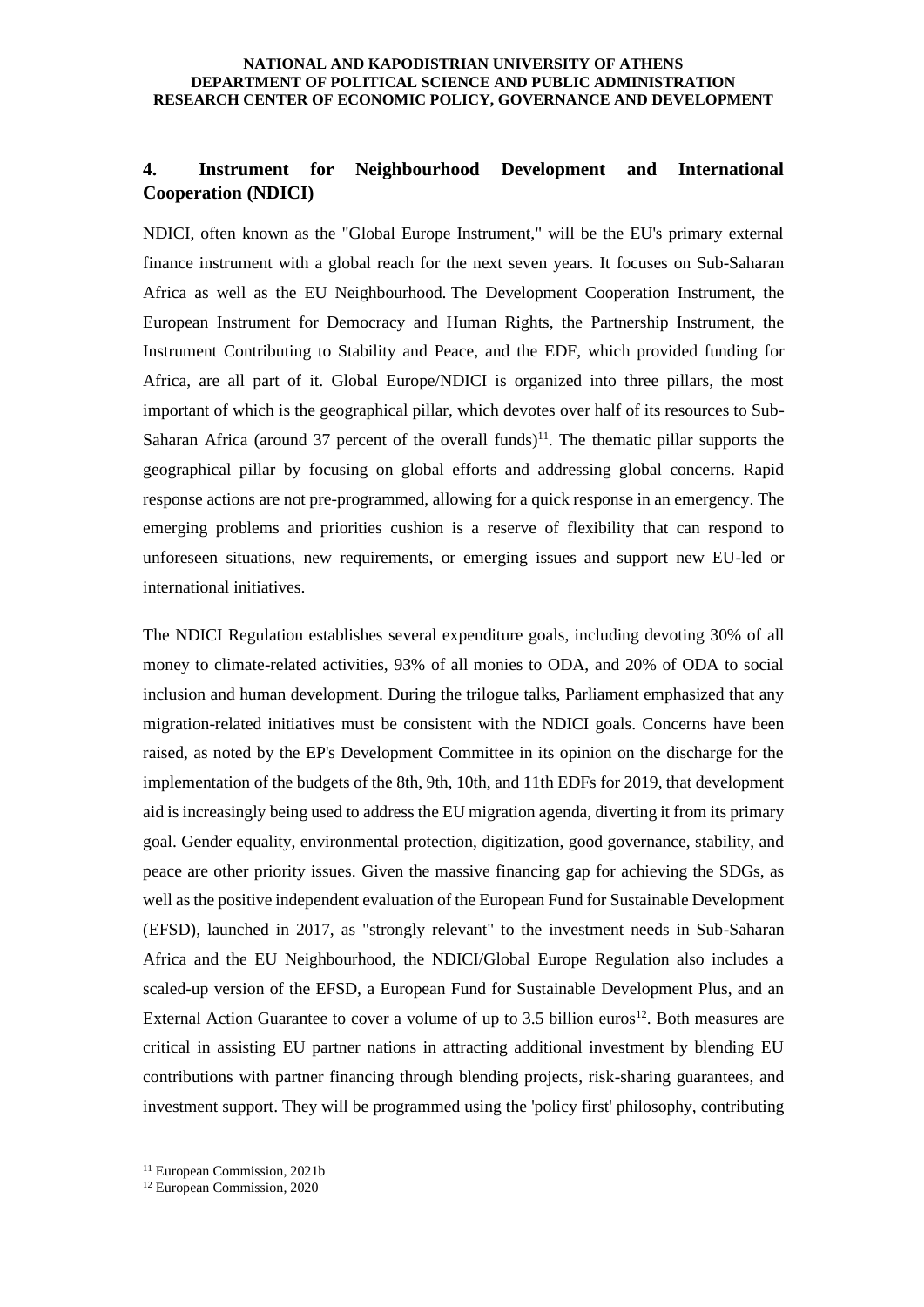## 4. Instrument for Neighbourhood Development and International Cooperation (NDICI)

NDICI, often known as the "Global Europe Instrument," will be the EU's primary external finance instrument with a global reach for the next seven years. It focuses on Sub-Saharan Africa as well as the EU Neighbourhood. The Development Cooperation Instrument, the European Instrument for Democracy and Human Rights, the Partnership Instrument, the Instrument Contributing to Stability and Peace, and the EDF, which provided funding for Africa, are all part of it. Global Europe/NDICI is organized into three pillars, the most important of which is the geographical pillar, which devotes over half of its resources to Sub-Saharan Africa (around 37 percent of the overall funds)[11]. The thematic pillar supports the geographical pillar by focusing on global efforts and addressing global concerns. Rapid response actions are not pre-programmed, allowing for a quick response in an emergency. The emerging problems and priorities cushion is a reserve of flexibility that can respond to unforeseen situations, new requirements, or emerging issues and support new EU-led or international initiatives.

The NDICI Regulation establishes several expenditure goals, including devoting 30% of all money to climate-related activities, 93% of all monies to ODA, and 20% of ODA to social inclusion and human development. During the trilogue talks, Parliament emphasized that any migration-related initiatives must be consistent with the NDICI goals. Concerns have been raised, as noted by the EP's Development Committee in its opinion on the discharge for the implementation of the budgets of the 8th, 9th, 10th, and 11th EDFs for 2019, that development aid is increasingly being used to address the EU migration agenda, diverting it from its primary goal. Gender equality, environmental protection, digitization, good governance, stability, and peace are other priority issues. Given the massive financing gap for achieving the SDGs, as well as the positive independent evaluation of the European Fund for Sustainable Development (EFSD), launched in 2017, as "strongly relevant" to the investment needs in Sub-Saharan Africa and the EU Neighbourhood, the NDICI/Global Europe Regulation also includes a scaled-up version of the EFSD, a European Fund for Sustainable Development Plus, and an External Action Guarantee to cover a volume of up to 3.5 billion euros[12]. Both measures are critical in assisting EU partner nations in attracting additional investment by blending EU contributions with partner financing through blending projects, risk-sharing guarantees, and investment support. They will be programmed using the 'policy first' philosophy, contributing

---

[11] European Commission, 2021b

[12] European Commission, 2020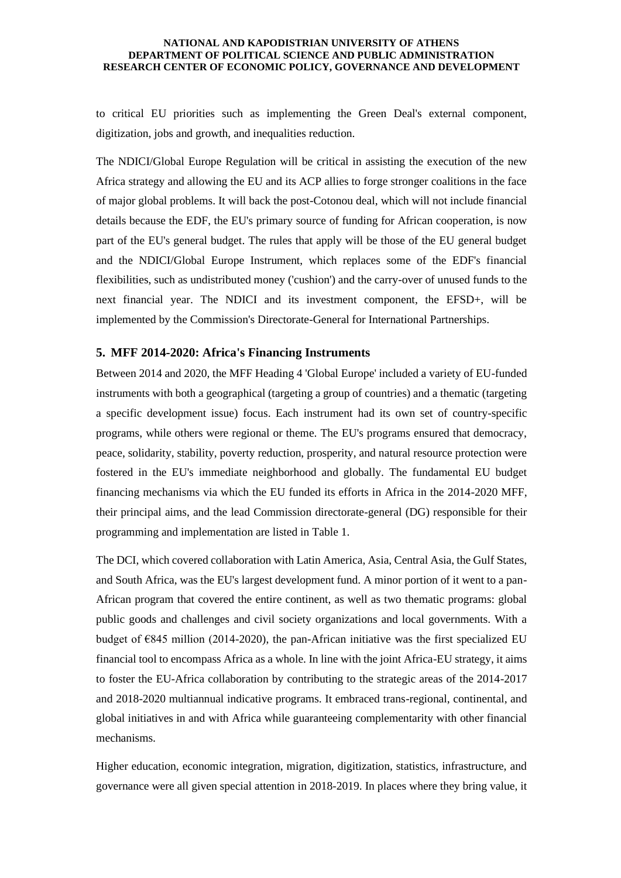to critical EU priorities such as implementing the Green Deal's external component, digitization, jobs and growth, and inequalities reduction.

The NDICI/Global Europe Regulation will be critical in assisting the execution of the new Africa strategy and allowing the EU and its ACP allies to forge stronger coalitions in the face of major global problems. It will back the post-Cotonou deal, which will not include financial details because the EDF, the EU's primary source of funding for African cooperation, is now part of the EU's general budget. The rules that apply will be those of the EU general budget and the NDICI/Global Europe Instrument, which replaces some of the EDF's financial flexibilities, such as undistributed money ('cushion') and the carry-over of unused funds to the next financial year. The NDICI and its investment component, the EFSD+, will be implemented by the Commission's Directorate-General for International Partnerships.

## 5. MFF 2014-2020: Africa's Financing Instruments

Between 2014 and 2020, the MFF Heading 4 'Global Europe' included a variety of EU-funded instruments with both a geographical (targeting a group of countries) and a thematic (targeting a specific development issue) focus. Each instrument had its own set of country-specific programs, while others were regional or theme. The EU's programs ensured that democracy, peace, solidarity, stability, poverty reduction, prosperity, and natural resource protection were fostered in the EU's immediate neighborhood and globally. The fundamental EU budget financing mechanisms via which the EU funded its efforts in Africa in the 2014-2020 MFF, their principal aims, and the lead Commission directorate-general (DG) responsible for their programming and implementation are listed in Table 1.

The DCI, which covered collaboration with Latin America, Asia, Central Asia, the Gulf States, and South Africa, was the EU's largest development fund. A minor portion of it went to a pan-African program that covered the entire continent, as well as two thematic programs: global public goods and challenges and civil society organizations and local governments. With a budget of €845 million (2014-2020), the pan-African initiative was the first specialized EU financial tool to encompass Africa as a whole. In line with the joint Africa-EU strategy, it aims to foster the EU-Africa collaboration by contributing to the strategic areas of the 2014-2017 and 2018-2020 multiannual indicative programs. It embraced trans-regional, continental, and global initiatives in and with Africa while guaranteeing complementarity with other financial mechanisms.

Higher education, economic integration, migration, digitization, statistics, infrastructure, and governance were all given special attention in 2018-2019. In places where they bring value, it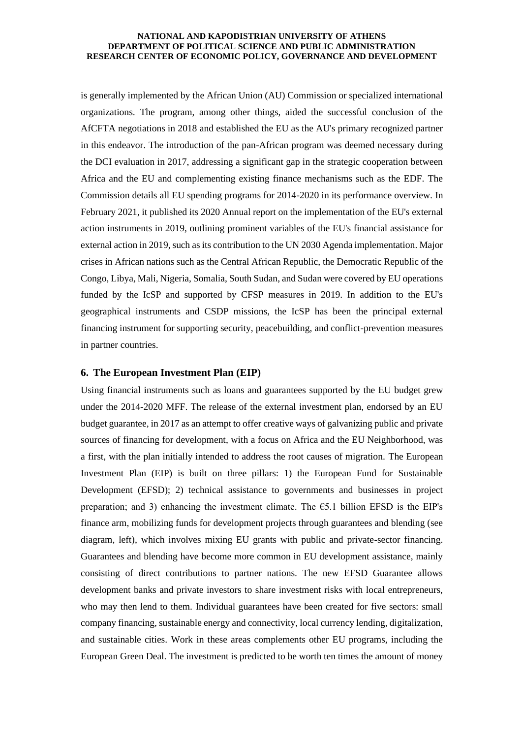is generally implemented by the African Union (AU) Commission or specialized international organizations. The program, among other things, aided the successful conclusion of the AfCFTA negotiations in 2018 and established the EU as the AU's primary recognized partner in this endeavor. The introduction of the pan-African program was deemed necessary during the DCI evaluation in 2017, addressing a significant gap in the strategic cooperation between Africa and the EU and complementing existing finance mechanisms such as the EDF. The Commission details all EU spending programs for 2014-2020 in its performance overview. In February 2021, it published its 2020 Annual report on the implementation of the EU's external action instruments in 2019, outlining prominent variables of the EU's financial assistance for external action in 2019, such as its contribution to the UN 2030 Agenda implementation. Major crises in African nations such as the Central African Republic, the Democratic Republic of the Congo, Libya, Mali, Nigeria, Somalia, South Sudan, and Sudan were covered by EU operations funded by the IcSP and supported by CFSP measures in 2019. In addition to the EU's geographical instruments and CSDP missions, the IcSP has been the principal external financing instrument for supporting security, peacebuilding, and conflict-prevention measures in partner countries.

## 6. The European Investment Plan (EIP)

Using financial instruments such as loans and guarantees supported by the EU budget grew under the 2014-2020 MFF. The release of the external investment plan, endorsed by an EU budget guarantee, in 2017 as an attempt to offer creative ways of galvanizing public and private sources of financing for development, with a focus on Africa and the EU Neighborhood, was a first, with the plan initially intended to address the root causes of migration. The European Investment Plan (EIP) is built on three pillars: 1) the European Fund for Sustainable Development (EFSD); 2) technical assistance to governments and businesses in project preparation; and 3) enhancing the investment climate. The €5.1 billion EFSD is the EIP's finance arm, mobilizing funds for development projects through guarantees and blending (see diagram, left), which involves mixing EU grants with public and private-sector financing. Guarantees and blending have become more common in EU development assistance, mainly consisting of direct contributions to partner nations. The new EFSD Guarantee allows development banks and private investors to share investment risks with local entrepreneurs, who may then lend to them. Individual guarantees have been created for five sectors: small company financing, sustainable energy and connectivity, local currency lending, digitalization, and sustainable cities. Work in these areas complements other EU programs, including the European Green Deal. The investment is predicted to be worth ten times the amount of money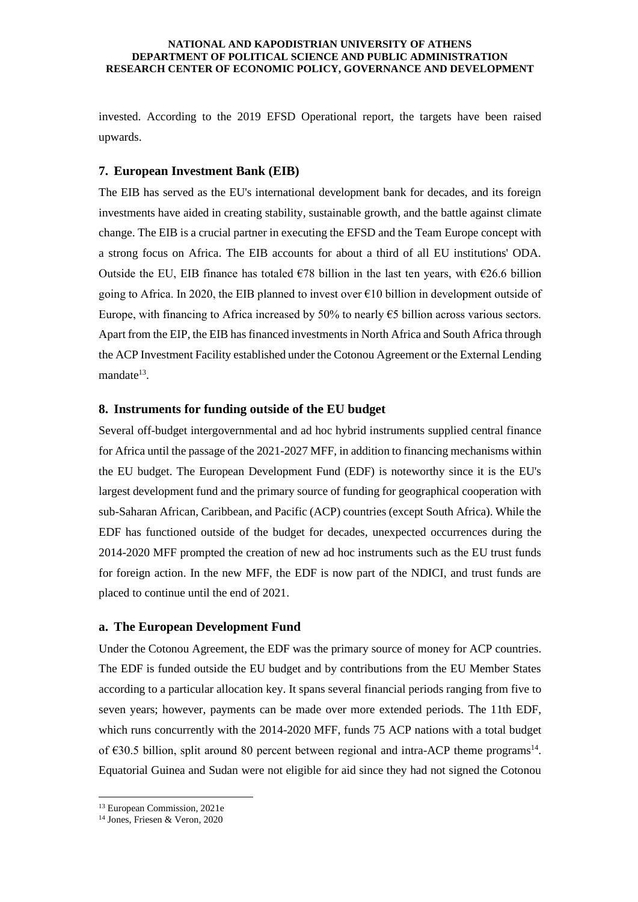invested. According to the 2019 EFSD Operational report, the targets have been raised upwards.

## 7. European Investment Bank (EIB)

The EIB has served as the EU's international development bank for decades, and its foreign investments have aided in creating stability, sustainable growth, and the battle against climate change. The EIB is a crucial partner in executing the EFSD and the Team Europe concept with a strong focus on Africa. The EIB accounts for about a third of all EU institutions' ODA. Outside the EU, EIB finance has totaled €78 billion in the last ten years, with €26.6 billion going to Africa. In 2020, the EIB planned to invest over €10 billion in development outside of Europe, with financing to Africa increased by 50% to nearly €5 billion across various sectors. Apart from the EIP, the EIB has financed investments in North Africa and South Africa through the ACP Investment Facility established under the Cotonou Agreement or the External Lending mandate[13].

## 8. Instruments for funding outside of the EU budget

Several off-budget intergovernmental and ad hoc hybrid instruments supplied central finance for Africa until the passage of the 2021-2027 MFF, in addition to financing mechanisms within the EU budget. The European Development Fund (EDF) is noteworthy since it is the EU's largest development fund and the primary source of funding for geographical cooperation with sub-Saharan African, Caribbean, and Pacific (ACP) countries (except South Africa). While the EDF has functioned outside of the budget for decades, unexpected occurrences during the 2014-2020 MFF prompted the creation of new ad hoc instruments such as the EU trust funds for foreign action. In the new MFF, the EDF is now part of the NDICI, and trust funds are placed to continue until the end of 2021.

### a. The European Development Fund

Under the Cotonou Agreement, the EDF was the primary source of money for ACP countries. The EDF is funded outside the EU budget and by contributions from the EU Member States according to a particular allocation key. It spans several financial periods ranging from five to seven years; however, payments can be made over more extended periods. The 11th EDF, which runs concurrently with the 2014-2020 MFF, funds 75 ACP nations with a total budget of €30.5 billion, split around 80 percent between regional and intra-ACP theme programs[14]. Equatorial Guinea and Sudan were not eligible for aid since they had not signed the Cotonou

---

[13] European Commission, 2021e

[14] Jones, Friesen & Veron, 2020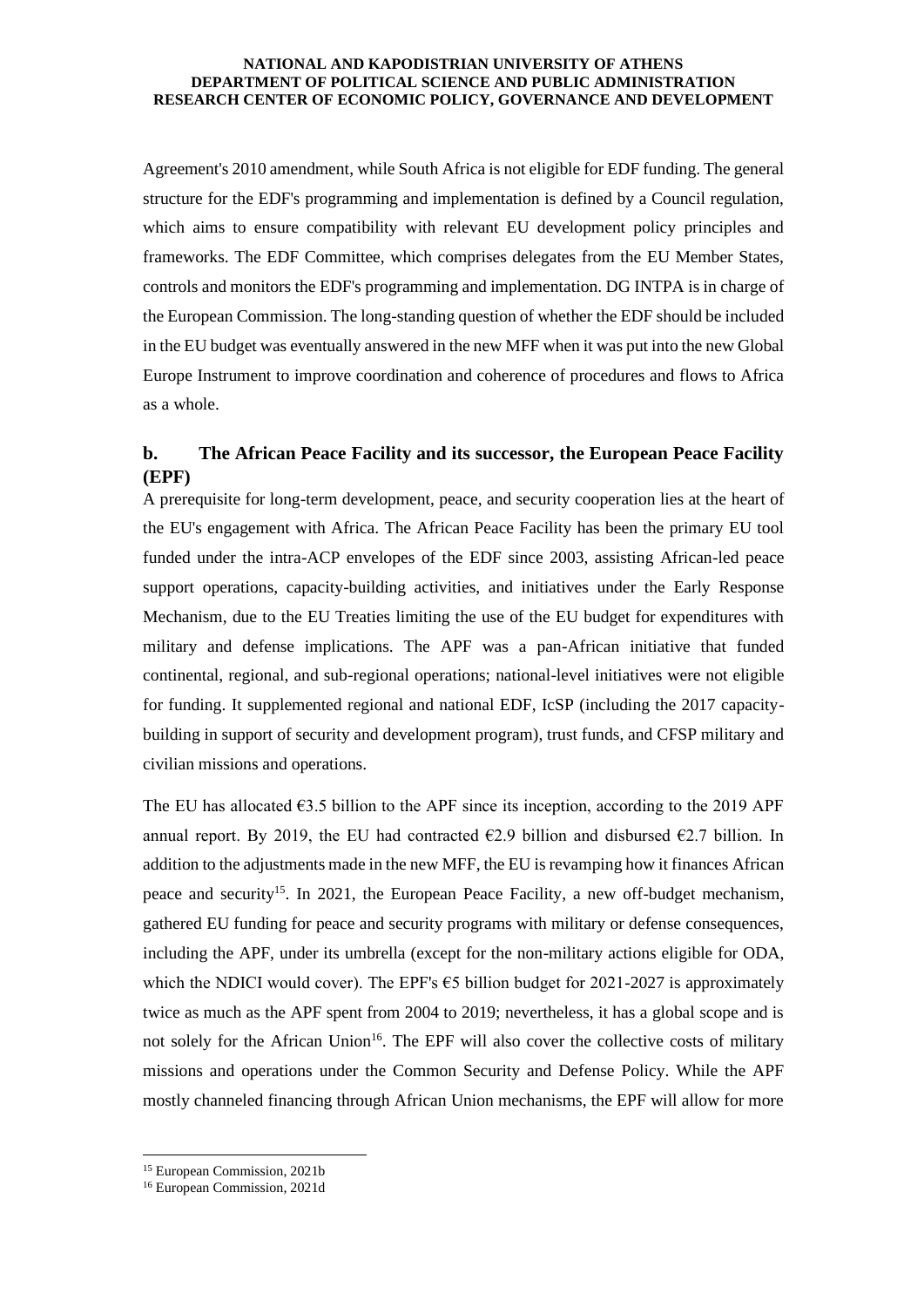Agreement's 2010 amendment, while South Africa is not eligible for EDF funding. The general structure for the EDF's programming and implementation is defined by a Council regulation, which aims to ensure compatibility with relevant EU development policy principles and frameworks. The EDF Committee, which comprises delegates from the EU Member States, controls and monitors the EDF's programming and implementation. DG INTPA is in charge of the European Commission. The long-standing question of whether the EDF should be included in the EU budget was eventually answered in the new MFF when it was put into the new Global Europe Instrument to improve coordination and coherence of procedures and flows to Africa as a whole.

## b. The African Peace Facility and its successor, the European Peace Facility (EPF)

A prerequisite for long-term development, peace, and security cooperation lies at the heart of the EU's engagement with Africa. The African Peace Facility has been the primary EU tool funded under the intra-ACP envelopes of the EDF since 2003, assisting African-led peace support operations, capacity-building activities, and initiatives under the Early Response Mechanism, due to the EU Treaties limiting the use of the EU budget for expenditures with military and defense implications. The APF was a pan-African initiative that funded continental, regional, and sub-regional operations; national-level initiatives were not eligible for funding. It supplemented regional and national EDF, IcSP (including the 2017 capacity-building in support of security and development program), trust funds, and CFSP military and civilian missions and operations.

The EU has allocated €3.5 billion to the APF since its inception, according to the 2019 APF annual report. By 2019, the EU had contracted €2.9 billion and disbursed €2.7 billion. In addition to the adjustments made in the new MFF, the EU is revamping how it finances African peace and security[15]. In 2021, the European Peace Facility, a new off-budget mechanism, gathered EU funding for peace and security programs with military or defense consequences, including the APF, under its umbrella (except for the non-military actions eligible for ODA, which the NDICI would cover). The EPF's €5 billion budget for 2021-2027 is approximately twice as much as the APF spent from 2004 to 2019; nevertheless, it has a global scope and is not solely for the African Union[16]. The EPF will also cover the collective costs of military missions and operations under the Common Security and Defense Policy. While the APF mostly channeled financing through African Union mechanisms, the EPF will allow for more

[15] European Commission, 2021b

[16] European Commission, 2021d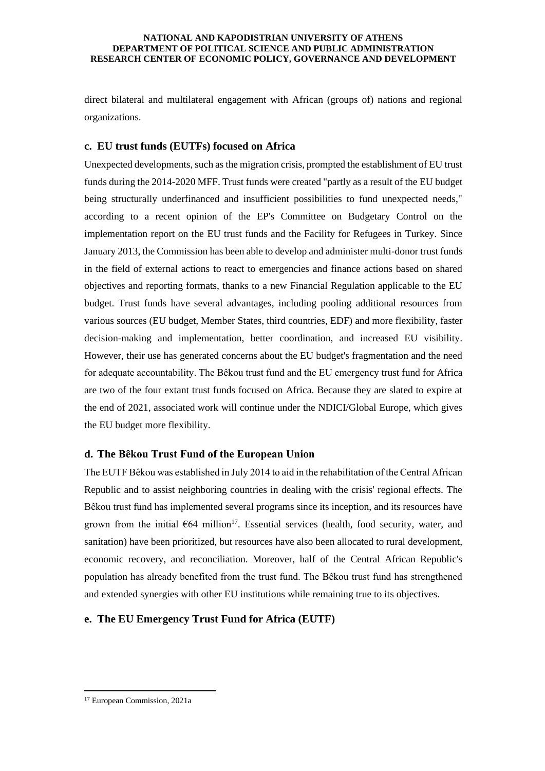direct bilateral and multilateral engagement with African (groups of) nations and regional organizations.

### c. EU trust funds (EUTFs) focused on Africa

Unexpected developments, such as the migration crisis, prompted the establishment of EU trust funds during the 2014-2020 MFF. Trust funds were created "partly as a result of the EU budget being structurally underfinanced and insufficient possibilities to fund unexpected needs," according to a recent opinion of the EP's Committee on Budgetary Control on the implementation report on the EU trust funds and the Facility for Refugees in Turkey. Since January 2013, the Commission has been able to develop and administer multi-donor trust funds in the field of external actions to react to emergencies and finance actions based on shared objectives and reporting formats, thanks to a new Financial Regulation applicable to the EU budget. Trust funds have several advantages, including pooling additional resources from various sources (EU budget, Member States, third countries, EDF) and more flexibility, faster decision-making and implementation, better coordination, and increased EU visibility. However, their use has generated concerns about the EU budget's fragmentation and the need for adequate accountability. The Bêkou trust fund and the EU emergency trust fund for Africa are two of the four extant trust funds focused on Africa. Because they are slated to expire at the end of 2021, associated work will continue under the NDICI/Global Europe, which gives the EU budget more flexibility.

### d. The Bêkou Trust Fund of the European Union

The EUTF Bêkou was established in July 2014 to aid in the rehabilitation of the Central African Republic and to assist neighboring countries in dealing with the crisis' regional effects. The Bêkou trust fund has implemented several programs since its inception, and its resources have grown from the initial €64 million[17]. Essential services (health, food security, water, and sanitation) have been prioritized, but resources have also been allocated to rural development, economic recovery, and reconciliation. Moreover, half of the Central African Republic's population has already benefited from the trust fund. The Bêkou trust fund has strengthened and extended synergies with other EU institutions while remaining true to its objectives.

### e. The EU Emergency Trust Fund for Africa (EUTF)

[17] European Commission, 2021a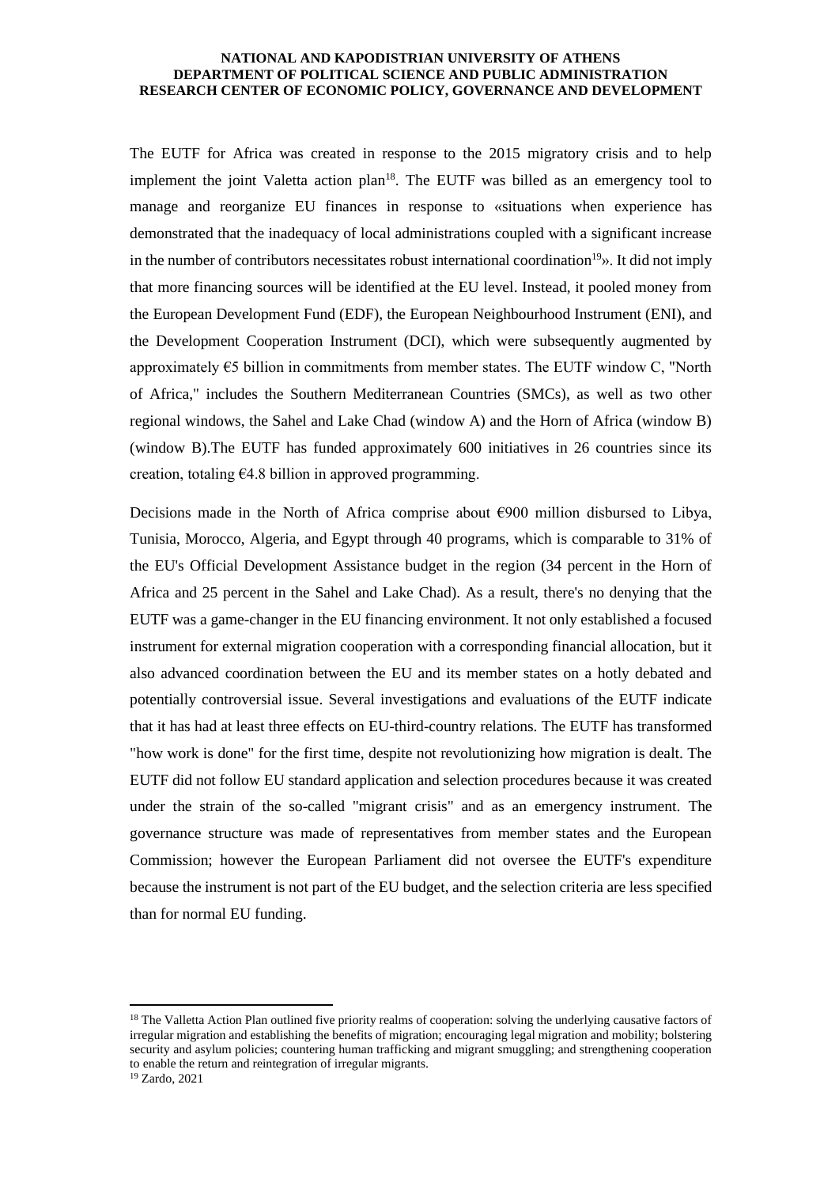The EUTF for Africa was created in response to the 2015 migratory crisis and to help implement the joint Valetta action plan[18]. The EUTF was billed as an emergency tool to manage and reorganize EU finances in response to «situations when experience has demonstrated that the inadequacy of local administrations coupled with a significant increase in the number of contributors necessitates robust international coordination[19]». It did not imply that more financing sources will be identified at the EU level. Instead, it pooled money from the European Development Fund (EDF), the European Neighbourhood Instrument (ENI), and the Development Cooperation Instrument (DCI), which were subsequently augmented by approximately €5 billion in commitments from member states. The EUTF window C, "North of Africa," includes the Southern Mediterranean Countries (SMCs), as well as two other regional windows, the Sahel and Lake Chad (window A) and the Horn of Africa (window B) (window B).The EUTF has funded approximately 600 initiatives in 26 countries since its creation, totaling €4.8 billion in approved programming.

Decisions made in the North of Africa comprise about €900 million disbursed to Libya, Tunisia, Morocco, Algeria, and Egypt through 40 programs, which is comparable to 31% of the EU's Official Development Assistance budget in the region (34 percent in the Horn of Africa and 25 percent in the Sahel and Lake Chad). As a result, there's no denying that the EUTF was a game-changer in the EU financing environment. It not only established a focused instrument for external migration cooperation with a corresponding financial allocation, but it also advanced coordination between the EU and its member states on a hotly debated and potentially controversial issue. Several investigations and evaluations of the EUTF indicate that it has had at least three effects on EU-third-country relations. The EUTF has transformed "how work is done" for the first time, despite not revolutionizing how migration is dealt. The EUTF did not follow EU standard application and selection procedures because it was created under the strain of the so-called "migrant crisis" and as an emergency instrument. The governance structure was made of representatives from member states and the European Commission; however the European Parliament did not oversee the EUTF's expenditure because the instrument is not part of the EU budget, and the selection criteria are less specified than for normal EU funding.

---

[18] The Valletta Action Plan outlined five priority realms of cooperation: solving the underlying causative factors of irregular migration and establishing the benefits of migration; encouraging legal migration and mobility; bolstering security and asylum policies; countering human trafficking and migrant smuggling; and strengthening cooperation to enable the return and reintegration of irregular migrants.

[19] Zardo, 2021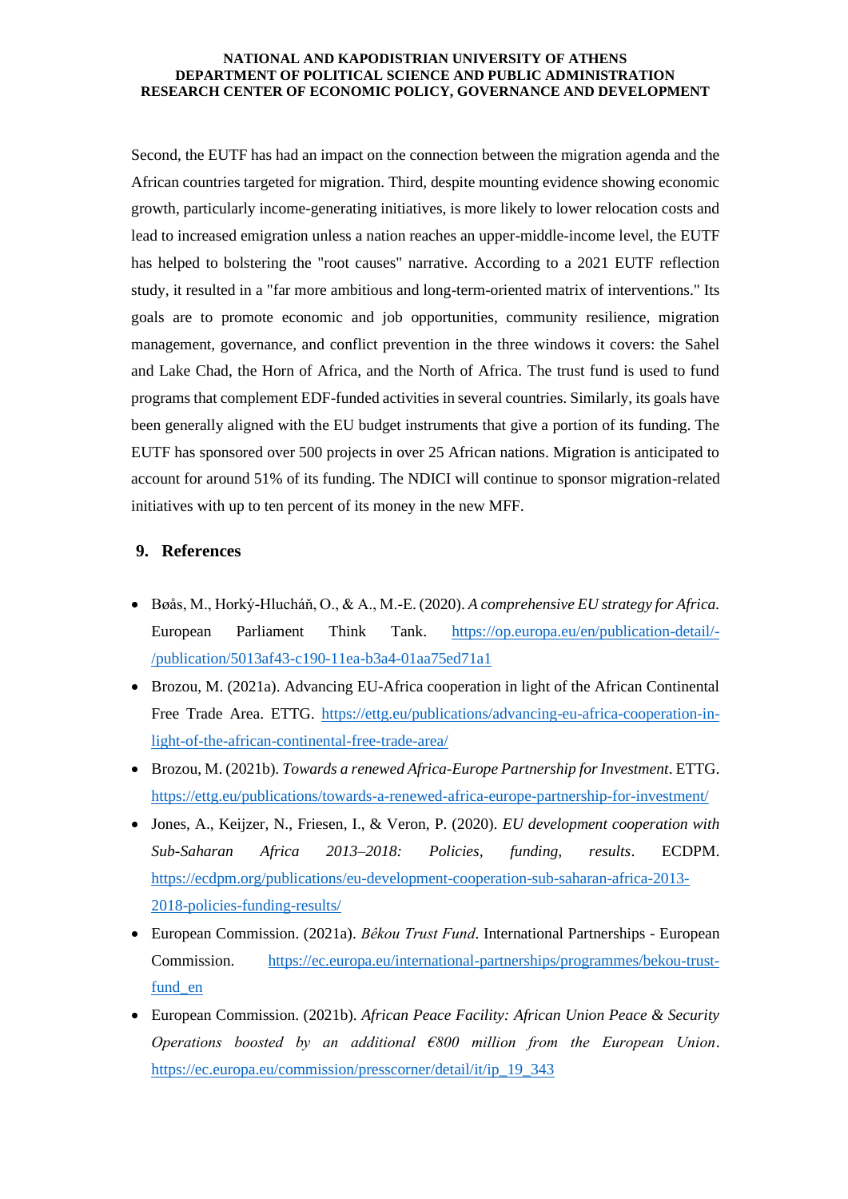Second, the EUTF has had an impact on the connection between the migration agenda and the African countries targeted for migration. Third, despite mounting evidence showing economic growth, particularly income-generating initiatives, is more likely to lower relocation costs and lead to increased emigration unless a nation reaches an upper-middle-income level, the EUTF has helped to bolstering the "root causes" narrative. According to a 2021 EUTF reflection study, it resulted in a "far more ambitious and long-term-oriented matrix of interventions." Its goals are to promote economic and job opportunities, community resilience, migration management, governance, and conflict prevention in the three windows it covers: the Sahel and Lake Chad, the Horn of Africa, and the North of Africa. The trust fund is used to fund programs that complement EDF-funded activities in several countries. Similarly, its goals have been generally aligned with the EU budget instruments that give a portion of its funding. The EUTF has sponsored over 500 projects in over 25 African nations. Migration is anticipated to account for around 51% of its funding. The NDICI will continue to sponsor migration-related initiatives with up to ten percent of its money in the new MFF.

## 9. References

- Bøås, M., Horký-Hlucháň, O., & A., M.-E. (2020). *A comprehensive EU strategy for Africa*. European Parliament Think Tank. https://op.europa.eu/en/publication-detail/-/publication/5013af43-c190-11ea-b3a4-01aa75ed71a1
- Brozou, M. (2021a). Advancing EU-Africa cooperation in light of the African Continental Free Trade Area. ETTG. https://ettg.eu/publications/advancing-eu-africa-cooperation-in-light-of-the-african-continental-free-trade-area/
- Brozou, M. (2021b). *Towards a renewed Africa-Europe Partnership for Investment*. ETTG. https://ettg.eu/publications/towards-a-renewed-africa-europe-partnership-for-investment/
- Jones, A., Keijzer, N., Friesen, I., & Veron, P. (2020). *EU development cooperation with Sub-Saharan Africa 2013–2018: Policies, funding, results*. ECDPM. https://ecdpm.org/publications/eu-development-cooperation-sub-saharan-africa-2013-2018-policies-funding-results/
- European Commission. (2021a). *Bêkou Trust Fund*. International Partnerships - European Commission. https://ec.europa.eu/international-partnerships/programmes/bekou-trust-fund_en
- European Commission. (2021b). *African Peace Facility: African Union Peace & Security Operations boosted by an additional €800 million from the European Union*. https://ec.europa.eu/commission/presscorner/detail/it/ip_19_343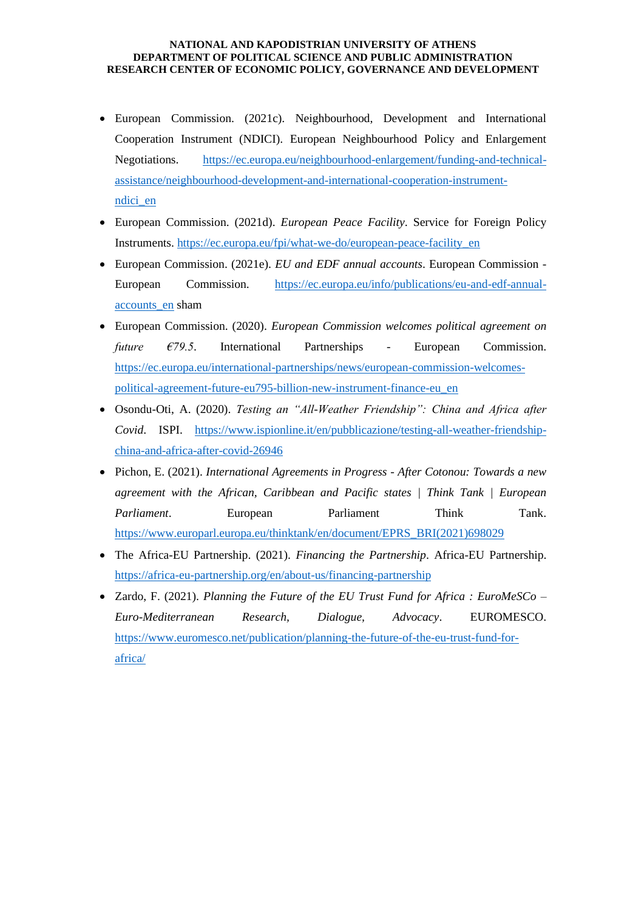- European Commission. (2021c). Neighbourhood, Development and International Cooperation Instrument (NDICI). European Neighbourhood Policy and Enlargement Negotiations. https://ec.europa.eu/neighbourhood-enlargement/funding-and-technical-assistance/neighbourhood-development-and-international-cooperation-instrument-ndici_en
- European Commission. (2021d). *European Peace Facility*. Service for Foreign Policy Instruments. https://ec.europa.eu/fpi/what-we-do/european-peace-facility_en
- European Commission. (2021e). *EU and EDF annual accounts*. European Commission - European Commission. https://ec.europa.eu/info/publications/eu-and-edf-annual-accounts_en sham
- European Commission. (2020). *European Commission welcomes political agreement on future €79.5*. International Partnerships - European Commission. https://ec.europa.eu/international-partnerships/news/european-commission-welcomes-political-agreement-future-eu795-billion-new-instrument-finance-eu_en
- Osondu-Oti, A. (2020). *Testing an "All-Weather Friendship": China and Africa after Covid*. ISPI. https://www.ispionline.it/en/pubblicazione/testing-all-weather-friendship-china-and-africa-after-covid-26946
- Pichon, E. (2021). *International Agreements in Progress - After Cotonou: Towards a new agreement with the African, Caribbean and Pacific states | Think Tank | European Parliament*. European Parliament Think Tank. https://www.europarl.europa.eu/thinktank/en/document/EPRS_BRI(2021)698029
- The Africa-EU Partnership. (2021). *Financing the Partnership*. Africa-EU Partnership. https://africa-eu-partnership.org/en/about-us/financing-partnership
- Zardo, F. (2021). *Planning the Future of the EU Trust Fund for Africa : EuroMeSCo – Euro-Mediterranean Research, Dialogue, Advocacy*. EUROMESCO. https://www.euromesco.net/publication/planning-the-future-of-the-eu-trust-fund-for-africa/